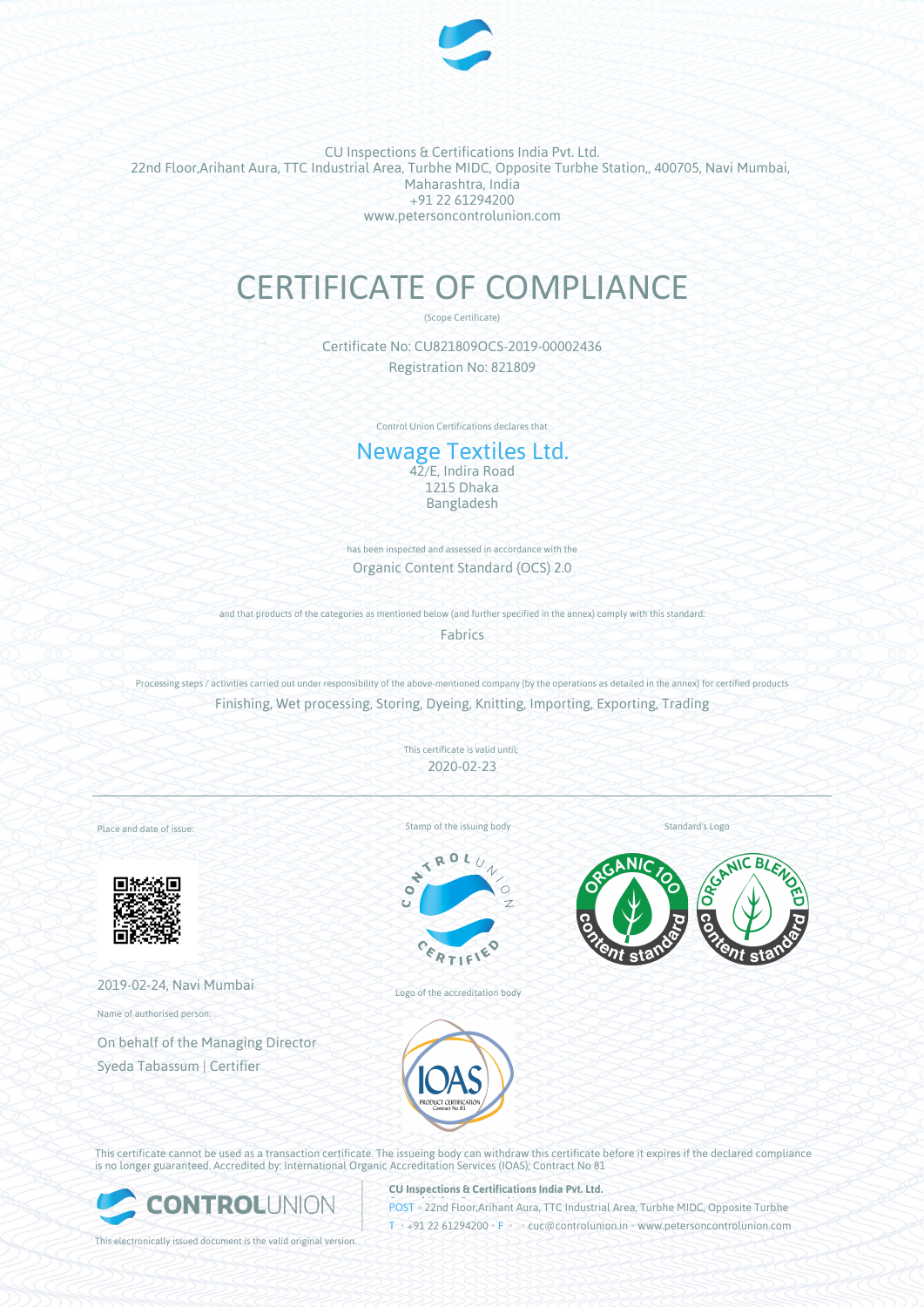CU Inspections & Certifications India Pvt. Ltd.
22nd Floor,Arihant Aura, TTC Industrial Area, Turbhe MIDC, Opposite Turbhe Station,, 400705, Navi Mumbai, Maharashtra, India
+91 22 61294200
www.petersoncontrolunion.com

# CERTIFICATE OF COMPLIANCE

(Scope Certificate)

Certificate No: CU821809OCS-2019-00002436
Registration No: 821809

Control Union Certifications declares that

## Newage Textiles Ltd.

42/E, Indira Road
1215 Dhaka
Bangladesh

has been inspected and assessed in accordance with the

Organic Content Standard (OCS) 2.0

and that products of the categories as mentioned below (and further specified in the annex) comply with this standard:

Fabrics

Processing steps / activities carried out under responsibility of the above-mentioned company (by the operations as detailed in the annex) for certified products

Finishing, Wet processing, Storing, Dyeing, Knitting, Importing, Exporting, Trading

This certificate is valid until:

2020-02-23

---

Place and date of issue:

2019-02-24, Navi Mumbai

Name of authorised person:

On behalf of the Managing Director
Syeda Tabassum | Certifier

Stamp of the issuing body

Logo of the accreditation body

Standard's Logo

This certificate cannot be used as a transaction certificate. The issueing body can withdraw this certificate before it expires if the declared compliance is no longer guaranteed. Accredited by: International Organic Accreditation Services (IOAS); Contract No 81

This electronically issued document is the valid original version.

**CU Inspections & Certifications India Pvt. Ltd.**
POST • 22nd Floor,Arihant Aura, TTC Industrial Area, Turbhe MIDC, Opposite Turbhe
T • +91 22 61294200 • F • • cuc@controlunion.in • www.petersoncontrolunion.com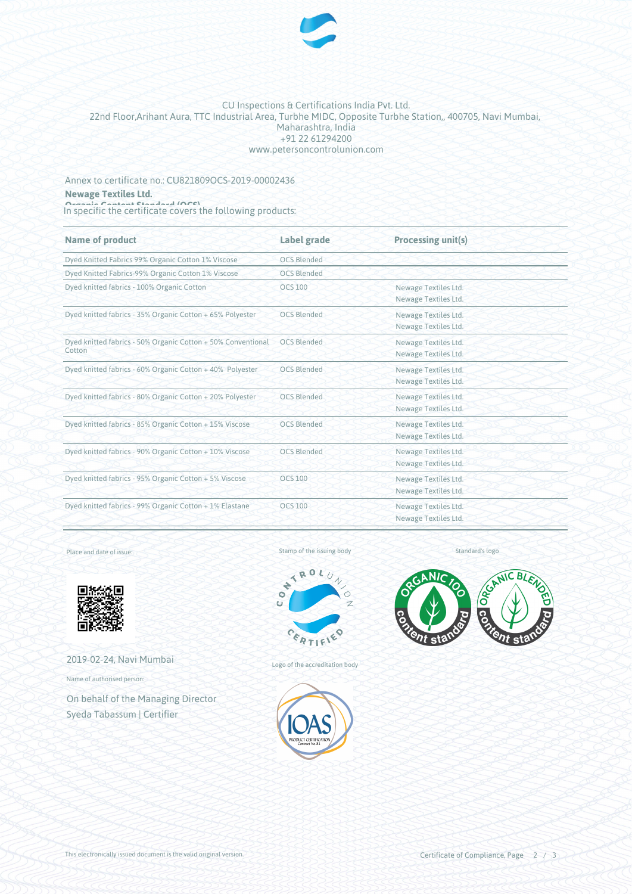CU Inspections & Certifications India Pvt. Ltd.
22nd Floor,Arihant Aura, TTC Industrial Area, Turbhe MIDC, Opposite Turbhe Station,, 400705, Navi Mumbai, Maharashtra, India
+91 22 61294200
www.petersoncontrolunion.com

Annex to certificate no.: CU821809OCS-2019-00002436

**Newage Textiles Ltd.**

**Organic Content Standard (OCS)**

In specific the certificate covers the following products:

| Name of product | Label grade | Processing unit(s) |
|---|---|---|
| Dyed Knitted Fabrics 99% Organic Cotton 1% Viscose | OCS Blended | |
| Dyed Knitted Fabrics-99% Organic Cotton 1% Viscose | OCS Blended | |
| Dyed knitted fabrics - 100% Organic Cotton | OCS 100 | Newage Textiles Ltd.<br>Newage Textiles Ltd. |
| Dyed knitted fabrics - 35% Organic Cotton + 65% Polyester | OCS Blended | Newage Textiles Ltd.<br>Newage Textiles Ltd. |
| Dyed knitted fabrics - 50% Organic Cotton + 50% Conventional Cotton | OCS Blended | Newage Textiles Ltd.<br>Newage Textiles Ltd. |
| Dyed knitted fabrics - 60% Organic Cotton + 40% Polyester | OCS Blended | Newage Textiles Ltd.<br>Newage Textiles Ltd. |
| Dyed knitted fabrics - 80% Organic Cotton + 20% Polyester | OCS Blended | Newage Textiles Ltd.<br>Newage Textiles Ltd. |
| Dyed knitted fabrics - 85% Organic Cotton + 15% Viscose | OCS Blended | Newage Textiles Ltd.<br>Newage Textiles Ltd. |
| Dyed knitted fabrics - 90% Organic Cotton + 10% Viscose | OCS Blended | Newage Textiles Ltd.<br>Newage Textiles Ltd. |
| Dyed knitted fabrics - 95% Organic Cotton + 5% Viscose | OCS 100 | Newage Textiles Ltd.<br>Newage Textiles Ltd. |
| Dyed knitted fabrics - 99% Organic Cotton + 1% Elastane | OCS 100 | Newage Textiles Ltd.<br>Newage Textiles Ltd. |

Place and date of issue:

2019-02-24, Navi Mumbai

Name of authorised person:

On behalf of the Managing Director
Syeda Tabassum | Certifier

Stamp of the issuing body

Logo of the accreditation body

Standard's logo

This electronically issued document is the valid original version.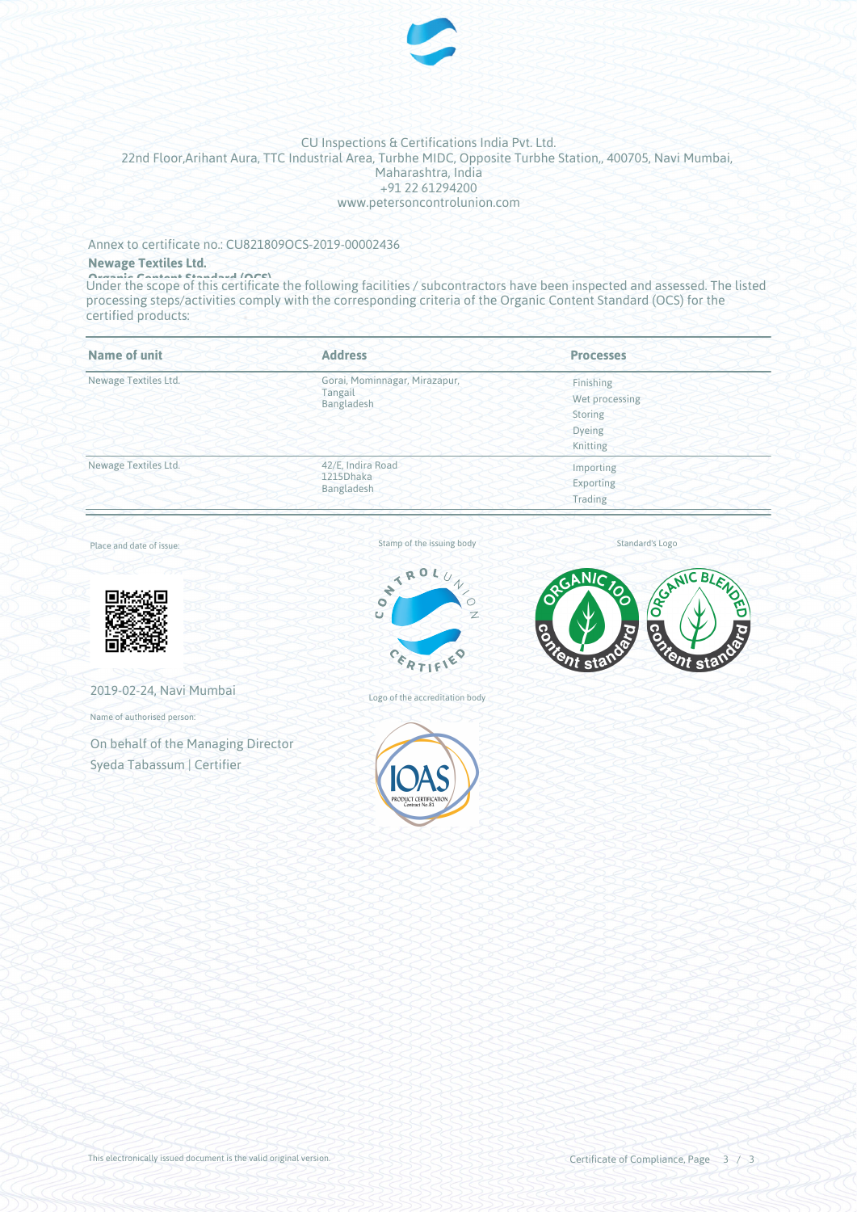CU Inspections & Certifications India Pvt. Ltd.
22nd Floor,Arihant Aura, TTC Industrial Area, Turbhe MIDC, Opposite Turbhe Station,, 400705, Navi Mumbai, Maharashtra, India
+91 22 61294200
www.petersoncontrolunion.com

Annex to certificate no.: CU821809OCS-2019-00002436

**Newage Textiles Ltd.**

**Organic Content Standard (OCS)**

Under the scope of this certificate the following facilities / subcontractors have been inspected and assessed. The listed processing steps/activities comply with the corresponding criteria of the Organic Content Standard (OCS) for the certified products:

| Name of unit | Address | Processes |
|---|---|---|
| Newage Textiles Ltd. | Gorai, Mominnagar, Mirazapur, Tangail Bangladesh | Finishing<br>Wet processing<br>Storing<br>Dyeing<br>Knitting |
| Newage Textiles Ltd. | 42/E, Indira Road 1215Dhaka Bangladesh | Importing<br>Exporting<br>Trading |

Place and date of issue:

2019-02-24, Navi Mumbai

Name of authorised person:

On behalf of the Managing Director
Syeda Tabassum | Certifier

Stamp of the issuing body

Logo of the accreditation body

Standard's Logo

This electronically issued document is the valid original version.

Certificate of Compliance